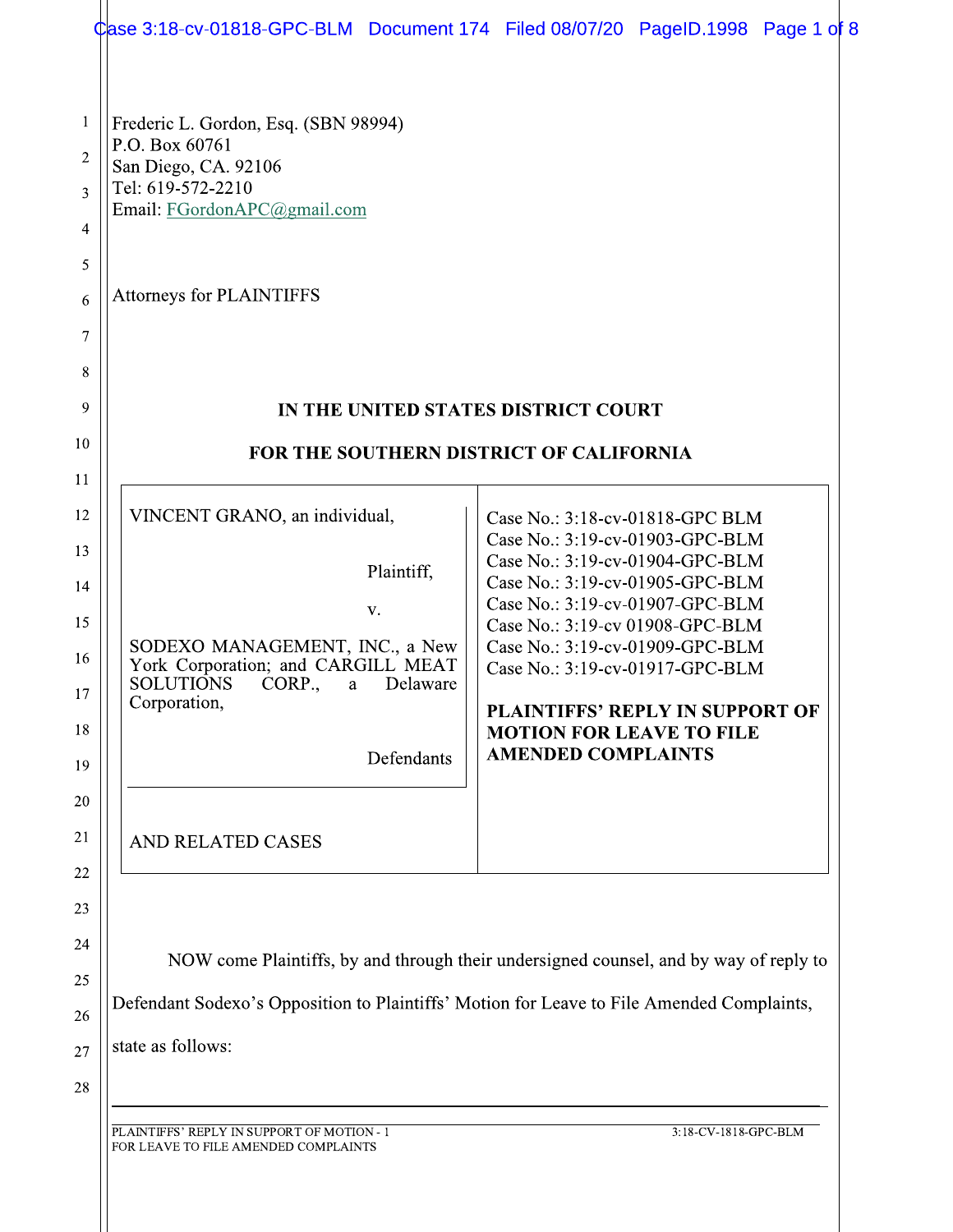Frederic L. Gordon, Esq. (SBN 98994)
P.O. Box 60761
San Diego, CA. 92106
Tel: 619-572-2210
Email: FGordonAPC@gmail.com

Attorneys for PLAINTIFFS

**IN THE UNITED STATES DISTRICT COURT**

**FOR THE SOUTHERN DISTRICT OF CALIFORNIA**

| | |
|---|---|
| VINCENT GRANO, an individual,<br><br>Plaintiff,<br><br>v.<br><br>SODEXO MANAGEMENT, INC., a New York Corporation; and CARGILL MEAT SOLUTIONS CORP., a Delaware Corporation,<br><br>Defendants<br><br>AND RELATED CASES | Case No.: 3:18-cv-01818-GPC BLM<br>Case No.: 3:19-cv-01903-GPC-BLM<br>Case No.: 3:19-cv-01904-GPC-BLM<br>Case No.: 3:19-cv-01905-GPC-BLM<br>Case No.: 3:19-cv-01907-GPC-BLM<br>Case No.: 3:19-cv 01908-GPC-BLM<br>Case No.: 3:19-cv-01909-GPC-BLM<br>Case No.: 3:19-cv-01917-GPC-BLM<br><br>**PLAINTIFFS' REPLY IN SUPPORT OF MOTION FOR LEAVE TO FILE AMENDED COMPLAINTS** |

NOW come Plaintiffs, by and through their undersigned counsel, and by way of reply to Defendant Sodexo's Opposition to Plaintiffs' Motion for Leave to File Amended Complaints, state as follows: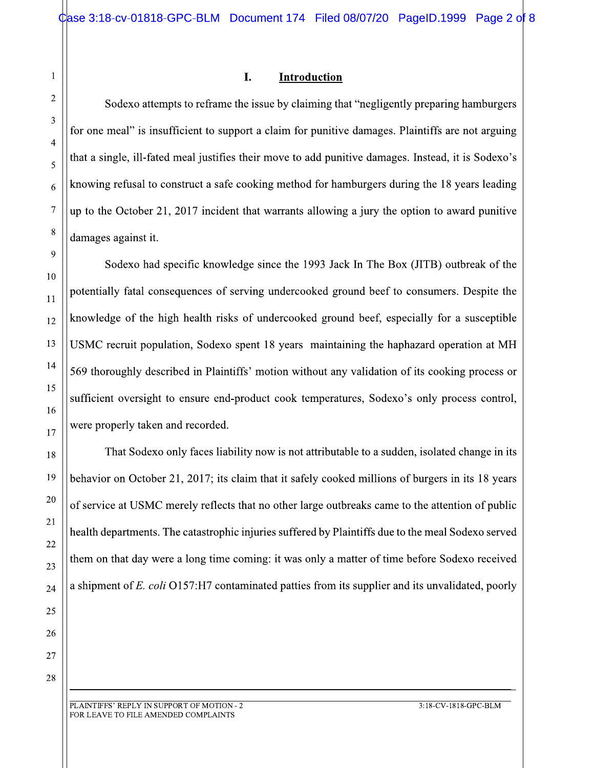## I. Introduction

Sodexo attempts to reframe the issue by claiming that "negligently preparing hamburgers for one meal" is insufficient to support a claim for punitive damages. Plaintiffs are not arguing that a single, ill-fated meal justifies their move to add punitive damages. Instead, it is Sodexo's knowing refusal to construct a safe cooking method for hamburgers during the 18 years leading up to the October 21, 2017 incident that warrants allowing a jury the option to award punitive damages against it.

Sodexo had specific knowledge since the 1993 Jack In The Box (JITB) outbreak of the potentially fatal consequences of serving undercooked ground beef to consumers. Despite the knowledge of the high health risks of undercooked ground beef, especially for a susceptible USMC recruit population, Sodexo spent 18 years maintaining the haphazard operation at MH 569 thoroughly described in Plaintiffs' motion without any validation of its cooking process or sufficient oversight to ensure end-product cook temperatures, Sodexo's only process control, were properly taken and recorded.

That Sodexo only faces liability now is not attributable to a sudden, isolated change in its behavior on October 21, 2017; its claim that it safely cooked millions of burgers in its 18 years of service at USMC merely reflects that no other large outbreaks came to the attention of public health departments. The catastrophic injuries suffered by Plaintiffs due to the meal Sodexo served them on that day were a long time coming: it was only a matter of time before Sodexo received a shipment of *E. coli* O157:H7 contaminated patties from its supplier and its unvalidated, poorly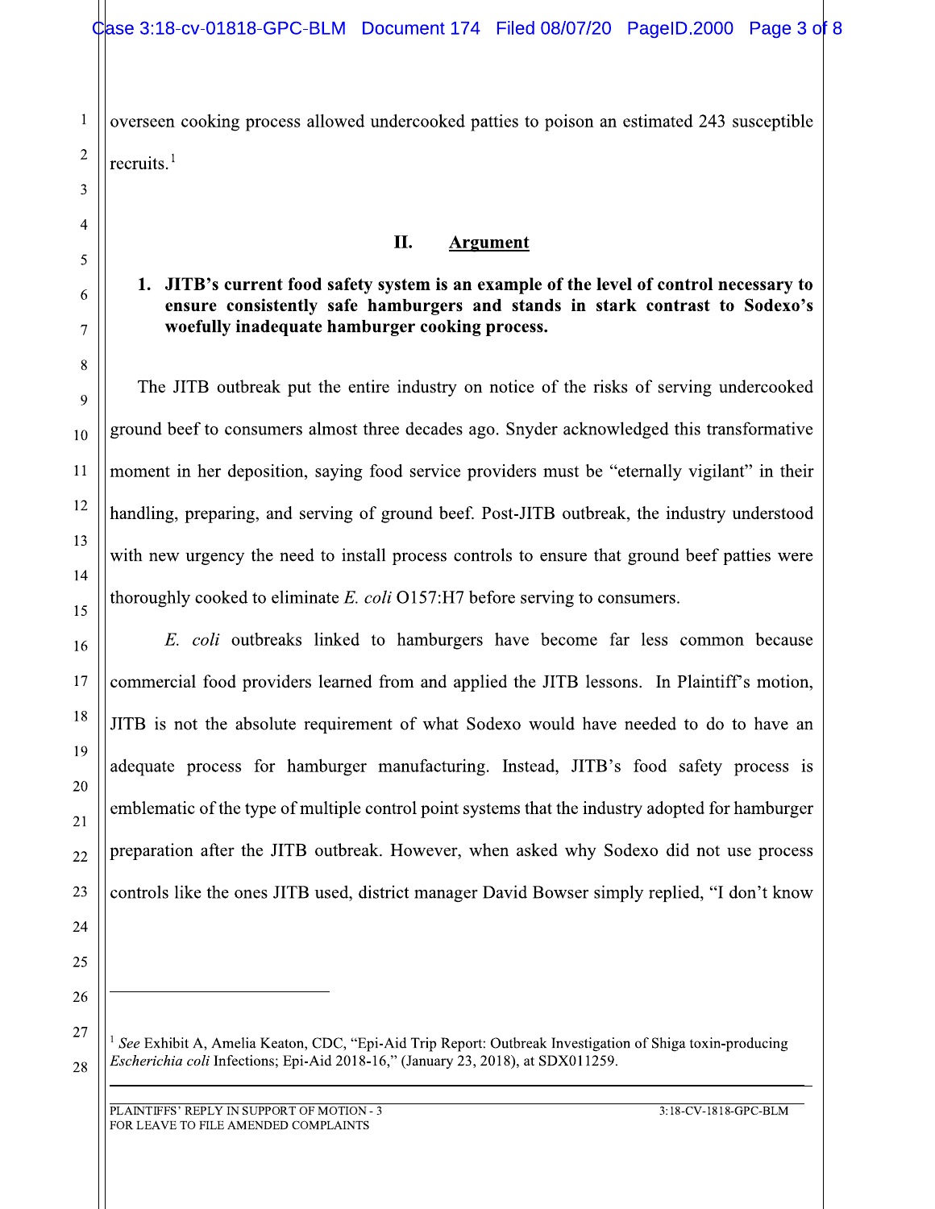overseen cooking process allowed undercooked patties to poison an estimated 243 susceptible recruits.[1]

## II. Argument

### 1. JITB's current food safety system is an example of the level of control necessary to ensure consistently safe hamburgers and stands in stark contrast to Sodexo's woefully inadequate hamburger cooking process.

The JITB outbreak put the entire industry on notice of the risks of serving undercooked ground beef to consumers almost three decades ago. Snyder acknowledged this transformative moment in her deposition, saying food service providers must be "eternally vigilant" in their handling, preparing, and serving of ground beef. Post-JITB outbreak, the industry understood with new urgency the need to install process controls to ensure that ground beef patties were thoroughly cooked to eliminate *E. coli* O157:H7 before serving to consumers.

*E. coli* outbreaks linked to hamburgers have become far less common because commercial food providers learned from and applied the JITB lessons. In Plaintiff's motion, JITB is not the absolute requirement of what Sodexo would have needed to do to have an adequate process for hamburger manufacturing. Instead, JITB's food safety process is emblematic of the type of multiple control point systems that the industry adopted for hamburger preparation after the JITB outbreak. However, when asked why Sodexo did not use process controls like the ones JITB used, district manager David Bowser simply replied, "I don't know

---

[1] *See* Exhibit A, Amelia Keaton, CDC, "Epi-Aid Trip Report: Outbreak Investigation of Shiga toxin-producing *Escherichia coli* Infections; Epi-Aid 2018-16," (January 23, 2018), at SDX011259.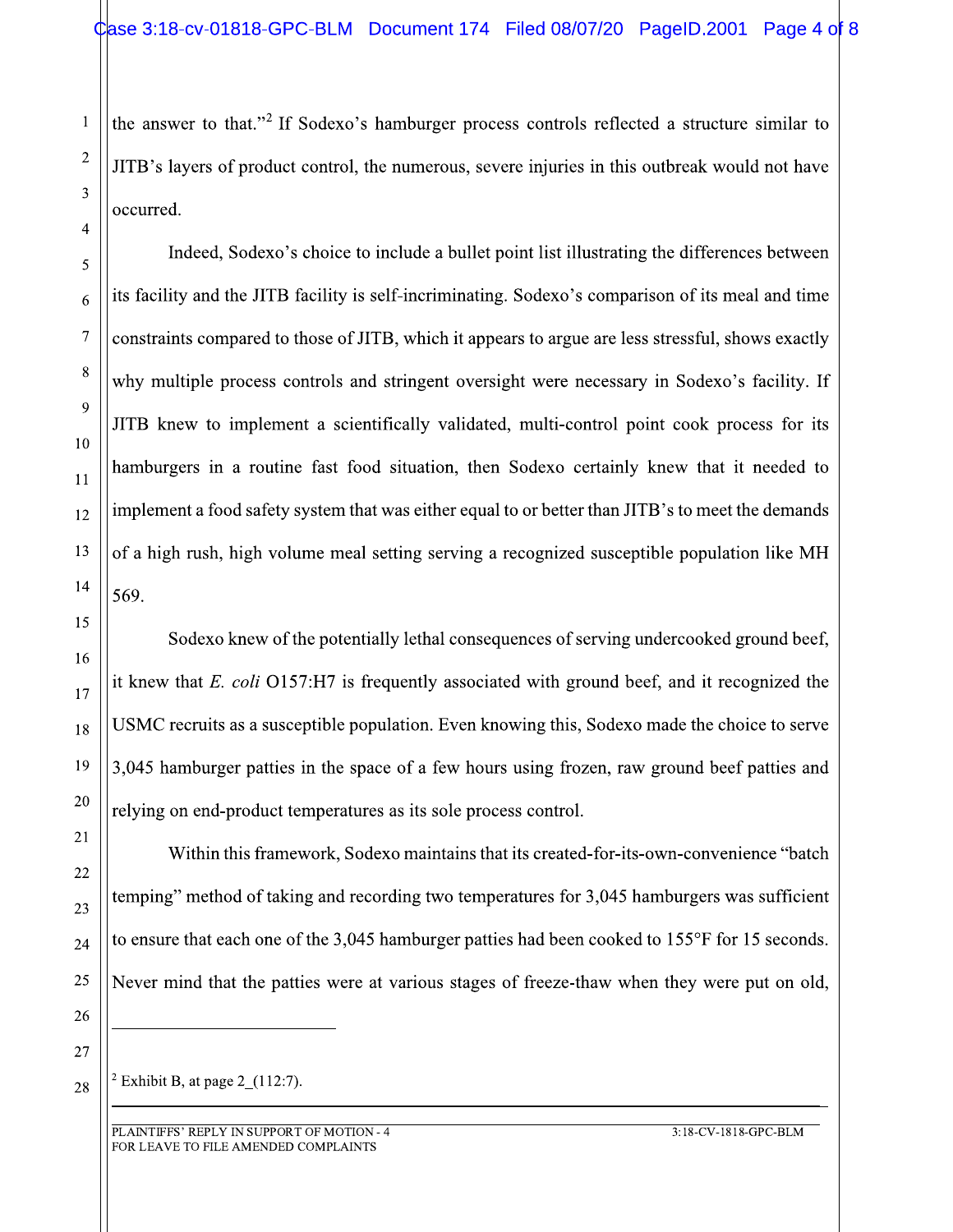the answer to that."[2] If Sodexo's hamburger process controls reflected a structure similar to JITB's layers of product control, the numerous, severe injuries in this outbreak would not have occurred.

Indeed, Sodexo's choice to include a bullet point list illustrating the differences between its facility and the JITB facility is self-incriminating. Sodexo's comparison of its meal and time constraints compared to those of JITB, which it appears to argue are less stressful, shows exactly why multiple process controls and stringent oversight were necessary in Sodexo's facility. If JITB knew to implement a scientifically validated, multi-control point cook process for its hamburgers in a routine fast food situation, then Sodexo certainly knew that it needed to implement a food safety system that was either equal to or better than JITB's to meet the demands of a high rush, high volume meal setting serving a recognized susceptible population like MH 569.

Sodexo knew of the potentially lethal consequences of serving undercooked ground beef, it knew that *E. coli* O157:H7 is frequently associated with ground beef, and it recognized the USMC recruits as a susceptible population. Even knowing this, Sodexo made the choice to serve 3,045 hamburger patties in the space of a few hours using frozen, raw ground beef patties and relying on end-product temperatures as its sole process control.

Within this framework, Sodexo maintains that its created-for-its-own-convenience "batch temping" method of taking and recording two temperatures for 3,045 hamburgers was sufficient to ensure that each one of the 3,045 hamburger patties had been cooked to 155°F for 15 seconds. Never mind that the patties were at various stages of freeze-thaw when they were put on old,

---

[2] Exhibit B, at page 2_(112:7).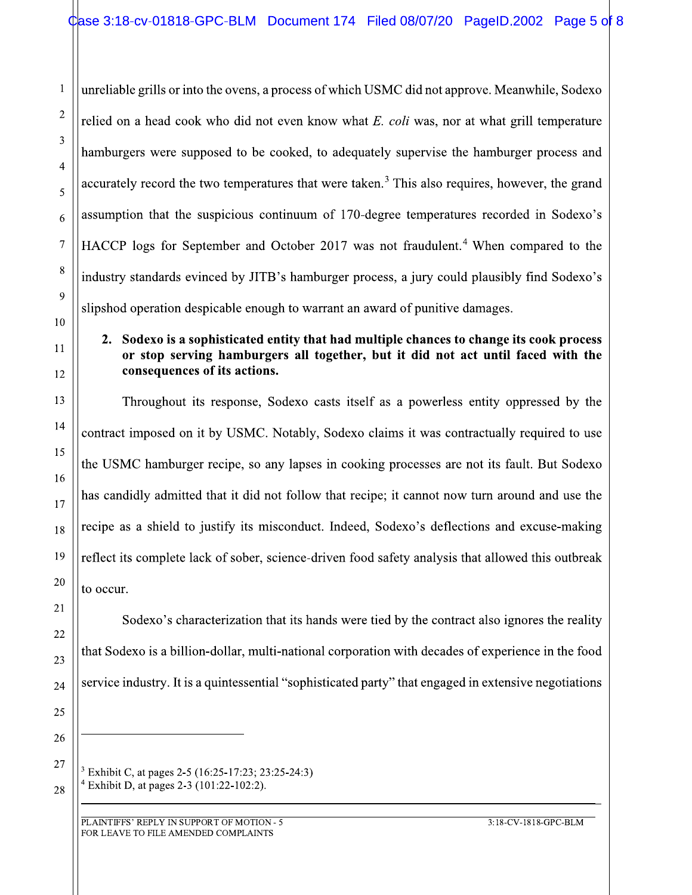unreliable grills or into the ovens, a process of which USMC did not approve. Meanwhile, Sodexo relied on a head cook who did not even know what *E. coli* was, nor at what grill temperature hamburgers were supposed to be cooked, to adequately supervise the hamburger process and accurately record the two temperatures that were taken.[3] This also requires, however, the grand assumption that the suspicious continuum of 170-degree temperatures recorded in Sodexo's HACCP logs for September and October 2017 was not fraudulent.[4] When compared to the industry standards evinced by JITB's hamburger process, a jury could plausibly find Sodexo's slipshod operation despicable enough to warrant an award of punitive damages.

**2. Sodexo is a sophisticated entity that had multiple chances to change its cook process or stop serving hamburgers all together, but it did not act until faced with the consequences of its actions.**

Throughout its response, Sodexo casts itself as a powerless entity oppressed by the contract imposed on it by USMC. Notably, Sodexo claims it was contractually required to use the USMC hamburger recipe, so any lapses in cooking processes are not its fault. But Sodexo has candidly admitted that it did not follow that recipe; it cannot now turn around and use the recipe as a shield to justify its misconduct. Indeed, Sodexo's deflections and excuse-making reflect its complete lack of sober, science-driven food safety analysis that allowed this outbreak to occur.

Sodexo's characterization that its hands were tied by the contract also ignores the reality that Sodexo is a billion-dollar, multi-national corporation with decades of experience in the food service industry. It is a quintessential "sophisticated party" that engaged in extensive negotiations

---

[3] Exhibit C, at pages 2-5 (16:25-17:23; 23:25-24:3)

[4] Exhibit D, at pages 2-3 (101:22-102:2).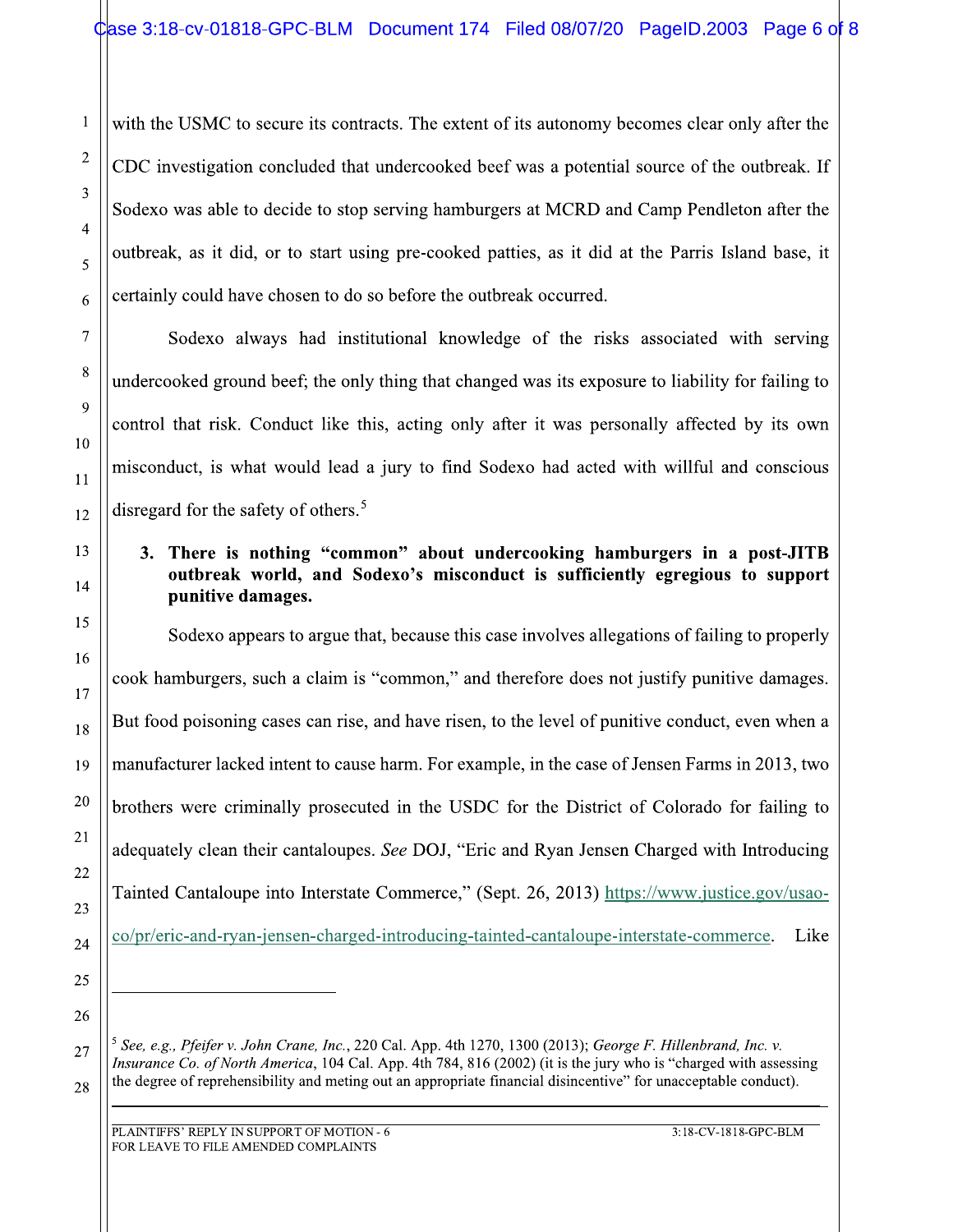with the USMC to secure its contracts. The extent of its autonomy becomes clear only after the CDC investigation concluded that undercooked beef was a potential source of the outbreak. If Sodexo was able to decide to stop serving hamburgers at MCRD and Camp Pendleton after the outbreak, as it did, or to start using pre-cooked patties, as it did at the Parris Island base, it certainly could have chosen to do so before the outbreak occurred.

Sodexo always had institutional knowledge of the risks associated with serving undercooked ground beef; the only thing that changed was its exposure to liability for failing to control that risk. Conduct like this, acting only after it was personally affected by its own misconduct, is what would lead a jury to find Sodexo had acted with willful and conscious disregard for the safety of others.[5]

**3. There is nothing "common" about undercooking hamburgers in a post-JITB outbreak world, and Sodexo's misconduct is sufficiently egregious to support punitive damages.**

Sodexo appears to argue that, because this case involves allegations of failing to properly cook hamburgers, such a claim is "common," and therefore does not justify punitive damages. But food poisoning cases can rise, and have risen, to the level of punitive conduct, even when a manufacturer lacked intent to cause harm. For example, in the case of Jensen Farms in 2013, two brothers were criminally prosecuted in the USDC for the District of Colorado for failing to adequately clean their cantaloupes. *See* DOJ, "Eric and Ryan Jensen Charged with Introducing Tainted Cantaloupe into Interstate Commerce," (Sept. 26, 2013) https://www.justice.gov/usao-co/pr/eric-and-ryan-jensen-charged-introducing-tainted-cantaloupe-interstate-commerce. Like

---

[5] *See, e.g., Pfeifer v. John Crane, Inc.*, 220 Cal. App. 4th 1270, 1300 (2013); *George F. Hillenbrand, Inc. v. Insurance Co. of North America*, 104 Cal. App. 4th 784, 816 (2002) (it is the jury who is "charged with assessing the degree of reprehensibility and meting out an appropriate financial disincentive" for unacceptable conduct).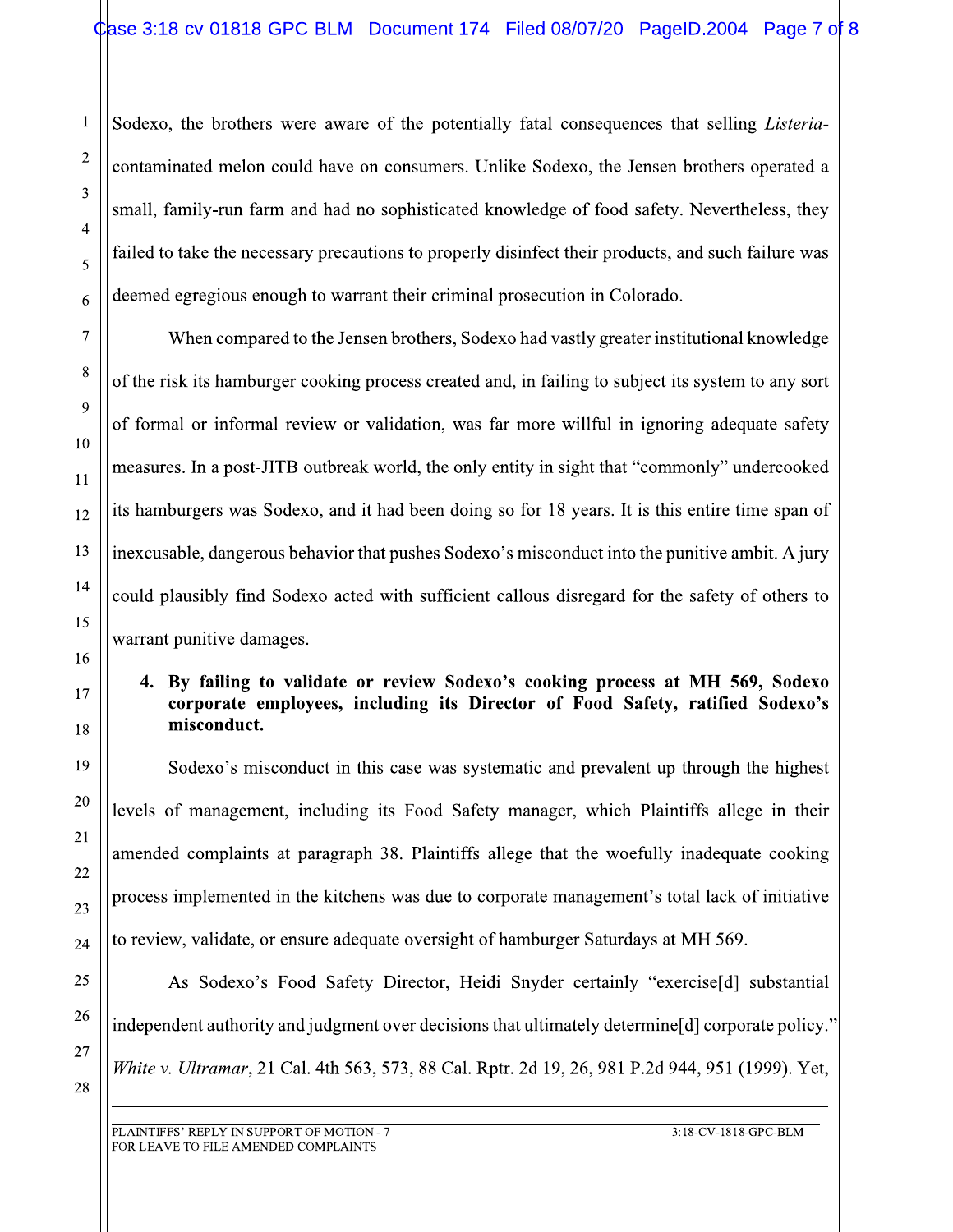Sodexo, the brothers were aware of the potentially fatal consequences that selling *Listeria*-contaminated melon could have on consumers. Unlike Sodexo, the Jensen brothers operated a small, family-run farm and had no sophisticated knowledge of food safety. Nevertheless, they failed to take the necessary precautions to properly disinfect their products, and such failure was deemed egregious enough to warrant their criminal prosecution in Colorado.

When compared to the Jensen brothers, Sodexo had vastly greater institutional knowledge of the risk its hamburger cooking process created and, in failing to subject its system to any sort of formal or informal review or validation, was far more willful in ignoring adequate safety measures. In a post-JITB outbreak world, the only entity in sight that "commonly" undercooked its hamburgers was Sodexo, and it had been doing so for 18 years. It is this entire time span of inexcusable, dangerous behavior that pushes Sodexo's misconduct into the punitive ambit. A jury could plausibly find Sodexo acted with sufficient callous disregard for the safety of others to warrant punitive damages.

**4. By failing to validate or review Sodexo's cooking process at MH 569, Sodexo corporate employees, including its Director of Food Safety, ratified Sodexo's misconduct.**

Sodexo's misconduct in this case was systematic and prevalent up through the highest levels of management, including its Food Safety manager, which Plaintiffs allege in their amended complaints at paragraph 38. Plaintiffs allege that the woefully inadequate cooking process implemented in the kitchens was due to corporate management's total lack of initiative to review, validate, or ensure adequate oversight of hamburger Saturdays at MH 569.

As Sodexo's Food Safety Director, Heidi Snyder certainly "exercise[d] substantial independent authority and judgment over decisions that ultimately determine[d] corporate policy." *White v. Ultramar*, 21 Cal. 4th 563, 573, 88 Cal. Rptr. 2d 19, 26, 981 P.2d 944, 951 (1999). Yet,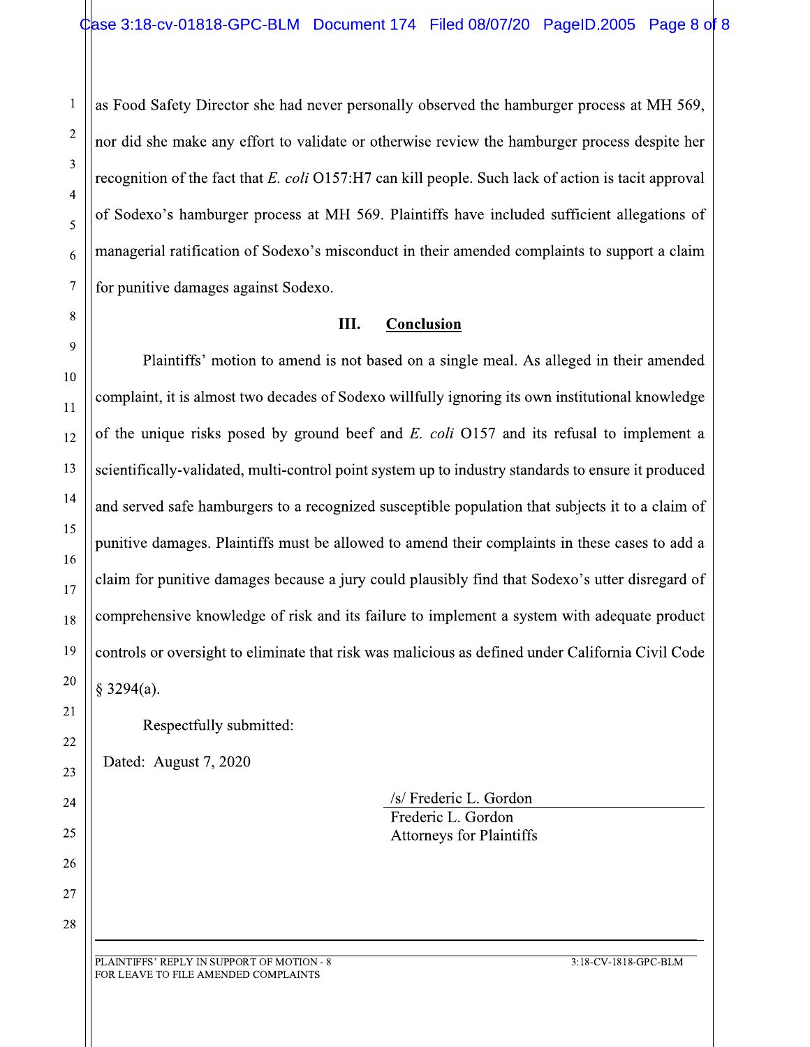as Food Safety Director she had never personally observed the hamburger process at MH 569, nor did she make any effort to validate or otherwise review the hamburger process despite her recognition of the fact that *E. coli* O157:H7 can kill people. Such lack of action is tacit approval of Sodexo's hamburger process at MH 569. Plaintiffs have included sufficient allegations of managerial ratification of Sodexo's misconduct in their amended complaints to support a claim for punitive damages against Sodexo.

## III. Conclusion

Plaintiffs' motion to amend is not based on a single meal. As alleged in their amended complaint, it is almost two decades of Sodexo willfully ignoring its own institutional knowledge of the unique risks posed by ground beef and *E. coli* O157 and its refusal to implement a scientifically-validated, multi-control point system up to industry standards to ensure it produced and served safe hamburgers to a recognized susceptible population that subjects it to a claim of punitive damages. Plaintiffs must be allowed to amend their complaints in these cases to add a claim for punitive damages because a jury could plausibly find that Sodexo's utter disregard of comprehensive knowledge of risk and its failure to implement a system with adequate product controls or oversight to eliminate that risk was malicious as defined under California Civil Code § 3294(a).

Respectfully submitted:

Dated: August 7, 2020

/s/ Frederic L. Gordon
Frederic L. Gordon
Attorneys for Plaintiffs